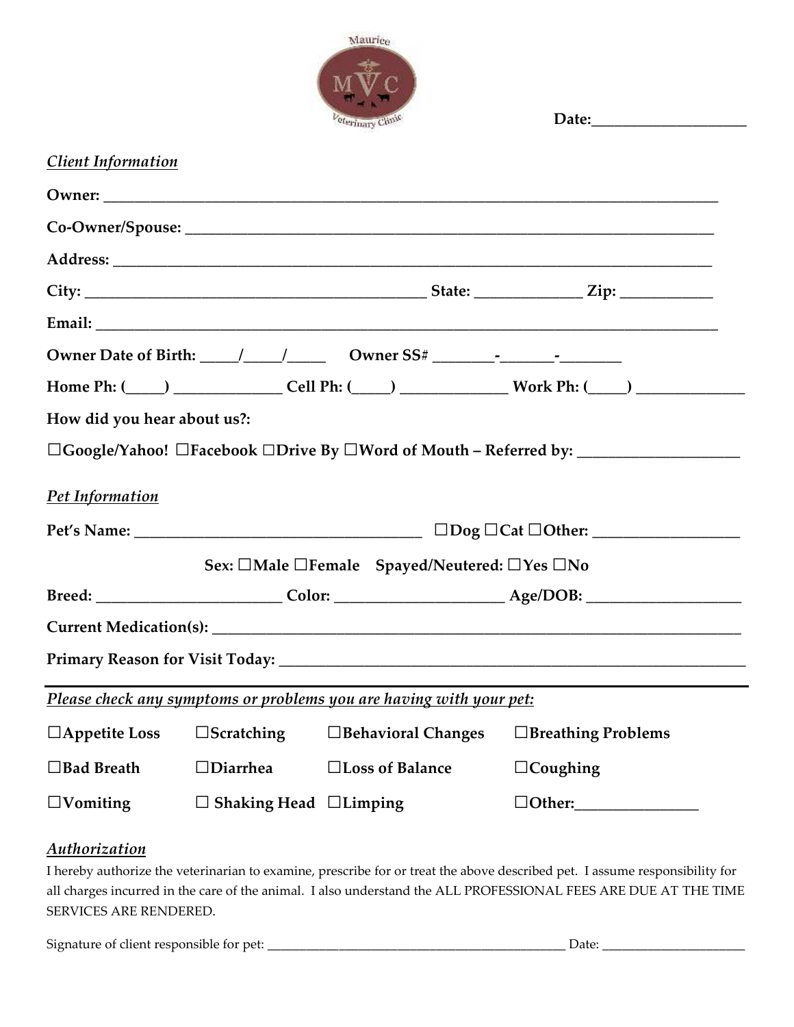Maurice

MVC

Veterinary Clinic

**Date:____________________**

*Client Information*

**Owner:** ____________________________________________________________________________________

**Co-Owner/Spouse:** ___________________________________________________________________________

**Address:** __________________________________________________________________________________

**City:** ____________________________________________ **State:** _____________ **Zip:** ___________

**Email:** ____________________________________________________________________________________

**Owner Date of Birth:** _____/_____/_____ **Owner SS#** ________-_______-________

**Home Ph:** (_____) ______________ **Cell Ph:** (_____) ______________ **Work Ph:** (_____) ______________

**How did you hear about us?:**

**☐Google/Yahoo! ☐Facebook ☐Drive By ☐Word of Mouth – Referred by:** ____________________

*Pet Information*

**Pet's Name:** ______________________________________ **☐Dog ☐Cat ☐Other:** ___________________

**Sex: ☐Male ☐Female Spayed/Neutered: ☐Yes ☐No**

**Breed:** ________________________ **Color:** _____________________ **Age/DOB:** ____________________

**Current Medication(s):** _______________________________________________________________________

**Primary Reason for Visit Today:** _______________________________________________________________

---

*Please check any symptoms or problems you are having with your pet:*

| | | | |
|---|---|---|---|
| ☐Appetite Loss | ☐Scratching | ☐Behavioral Changes | ☐Breathing Problems |
| ☐Bad Breath | ☐Diarrhea | ☐Loss of Balance | ☐Coughing |
| ☐Vomiting | ☐ Shaking Head | ☐Limping | ☐Other:_______________ |

*Authorization*

I hereby authorize the veterinarian to examine, prescribe for or treat the above described pet. I assume responsibility for all charges incurred in the care of the animal. I also understand the ALL PROFESSIONAL FEES ARE DUE AT THE TIME SERVICES ARE RENDERED.

Signature of client responsible for pet: _______________________________________________ Date: ______________________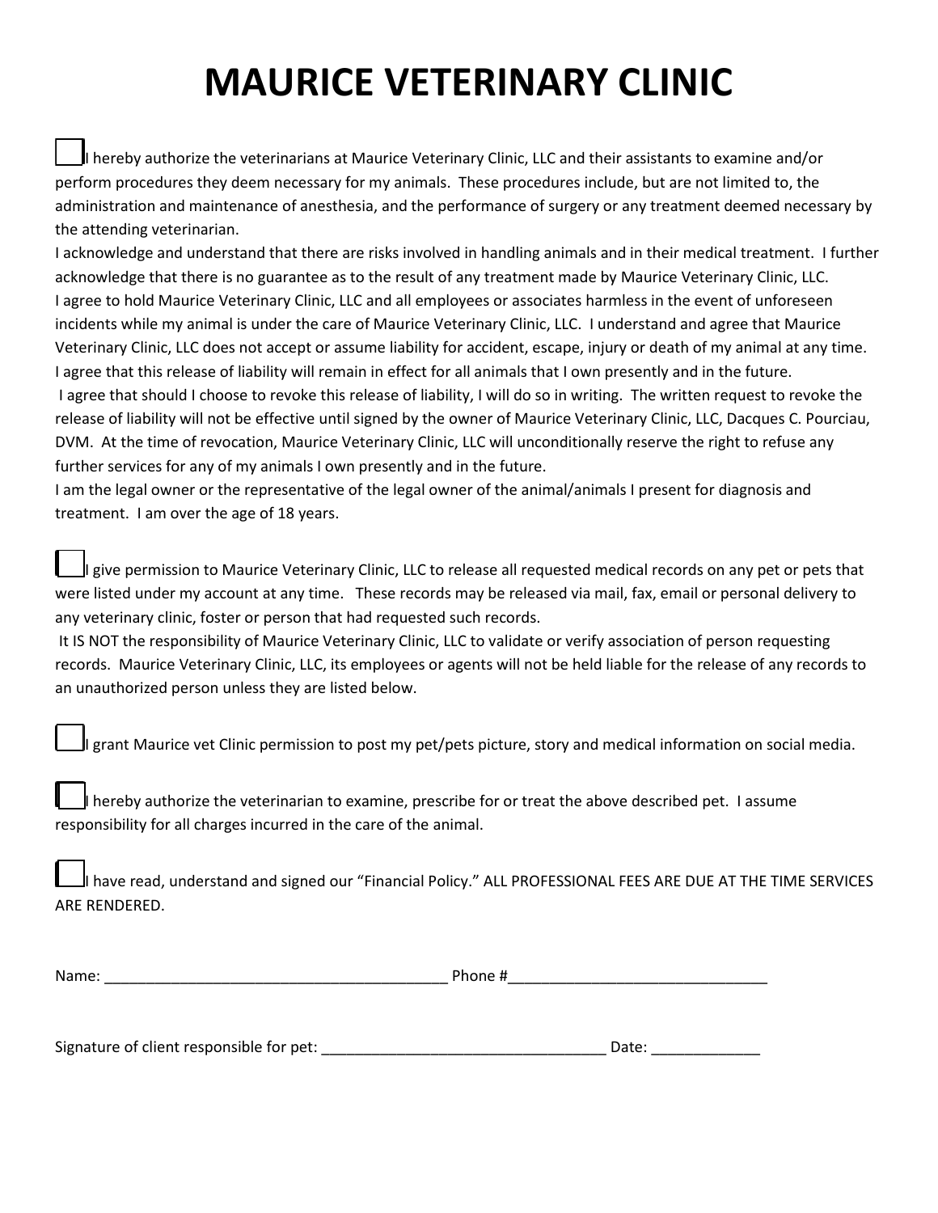# MAURICE VETERINARY CLINIC

☐ I hereby authorize the veterinarians at Maurice Veterinary Clinic, LLC and their assistants to examine and/or perform procedures they deem necessary for my animals. These procedures include, but are not limited to, the administration and maintenance of anesthesia, and the performance of surgery or any treatment deemed necessary by the attending veterinarian.

I acknowledge and understand that there are risks involved in handling animals and in their medical treatment. I further acknowledge that there is no guarantee as to the result of any treatment made by Maurice Veterinary Clinic, LLC.

I agree to hold Maurice Veterinary Clinic, LLC and all employees or associates harmless in the event of unforeseen incidents while my animal is under the care of Maurice Veterinary Clinic, LLC. I understand and agree that Maurice Veterinary Clinic, LLC does not accept or assume liability for accident, escape, injury or death of my animal at any time.

I agree that this release of liability will remain in effect for all animals that I own presently and in the future.

I agree that should I choose to revoke this release of liability, I will do so in writing. The written request to revoke the release of liability will not be effective until signed by the owner of Maurice Veterinary Clinic, LLC, Dacques C. Pourciau, DVM. At the time of revocation, Maurice Veterinary Clinic, LLC will unconditionally reserve the right to refuse any further services for any of my animals I own presently and in the future.

I am the legal owner or the representative of the legal owner of the animal/animals I present for diagnosis and treatment. I am over the age of 18 years.

☐ I give permission to Maurice Veterinary Clinic, LLC to release all requested medical records on any pet or pets that were listed under my account at any time. These records may be released via mail, fax, email or personal delivery to any veterinary clinic, foster or person that had requested such records.

It IS NOT the responsibility of Maurice Veterinary Clinic, LLC to validate or verify association of person requesting records. Maurice Veterinary Clinic, LLC, its employees or agents will not be held liable for the release of any records to an unauthorized person unless they are listed below.

☐ I grant Maurice vet Clinic permission to post my pet/pets picture, story and medical information on social media.

☐ I hereby authorize the veterinarian to examine, prescribe for or treat the above described pet. I assume responsibility for all charges incurred in the care of the animal.

☐ I have read, understand and signed our "Financial Policy." ALL PROFESSIONAL FEES ARE DUE AT THE TIME SERVICES ARE RENDERED.

Name: ________________________________________ Phone #______________________________

Signature of client responsible for pet: __________________________________ Date: ____________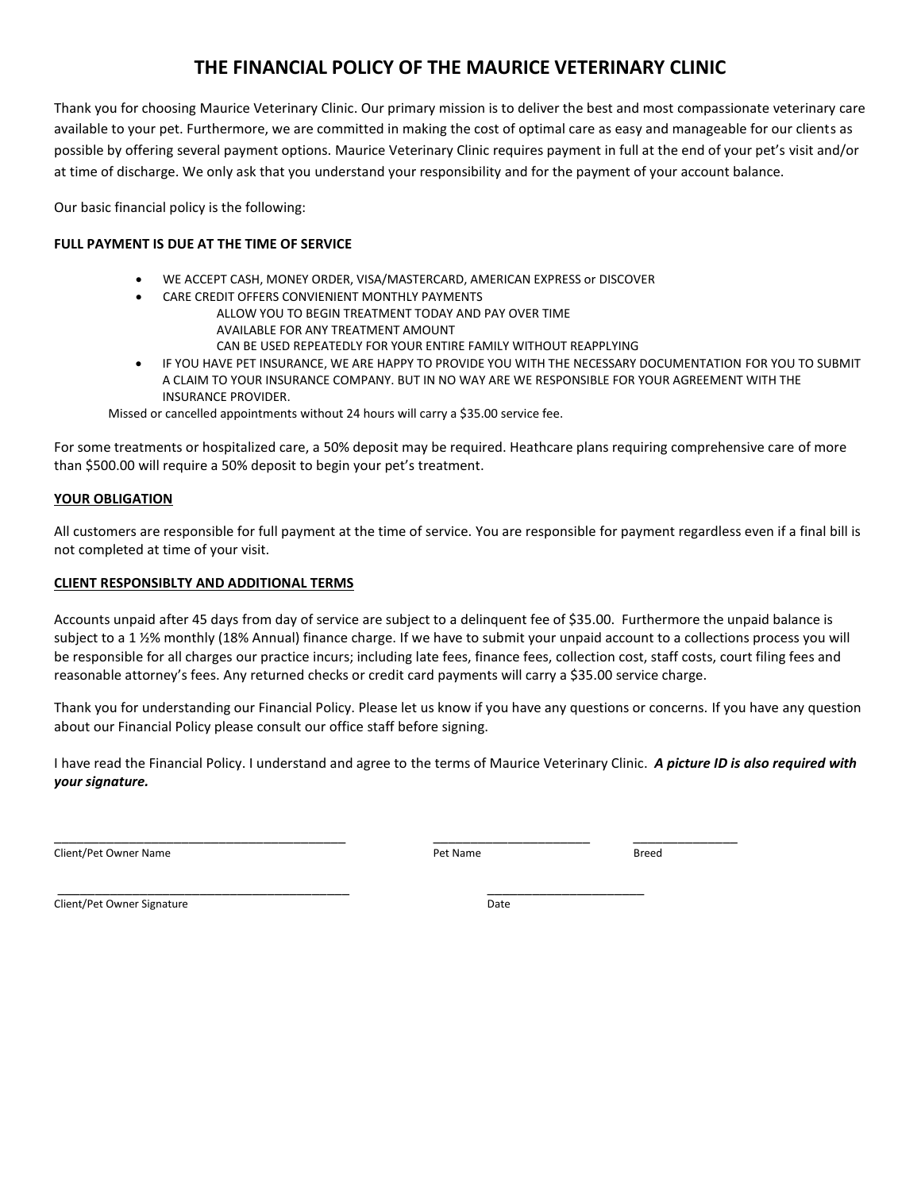# THE FINANCIAL POLICY OF THE MAURICE VETERINARY CLINIC

Thank you for choosing Maurice Veterinary Clinic. Our primary mission is to deliver the best and most compassionate veterinary care available to your pet. Furthermore, we are committed in making the cost of optimal care as easy and manageable for our clients as possible by offering several payment options. Maurice Veterinary Clinic requires payment in full at the end of your pet's visit and/or at time of discharge. We only ask that you understand your responsibility and for the payment of your account balance.

Our basic financial policy is the following:

**FULL PAYMENT IS DUE AT THE TIME OF SERVICE**

- WE ACCEPT CASH, MONEY ORDER, VISA/MASTERCARD, AMERICAN EXPRESS or DISCOVER
- CARE CREDIT OFFERS CONVIENIENT MONTHLY PAYMENTS
    - ALLOW YOU TO BEGIN TREATMENT TODAY AND PAY OVER TIME
    - AVAILABLE FOR ANY TREATMENT AMOUNT
    - CAN BE USED REPEATEDLY FOR YOUR ENTIRE FAMILY WITHOUT REAPPLYING
- IF YOU HAVE PET INSURANCE, WE ARE HAPPY TO PROVIDE YOU WITH THE NECESSARY DOCUMENTATION FOR YOU TO SUBMIT A CLAIM TO YOUR INSURANCE COMPANY. BUT IN NO WAY ARE WE RESPONSIBLE FOR YOUR AGREEMENT WITH THE INSURANCE PROVIDER.

Missed or cancelled appointments without 24 hours will carry a $35.00 service fee.

For some treatments or hospitalized care, a 50% deposit may be required. Heathcare plans requiring comprehensive care of more than $500.00 will require a 50% deposit to begin your pet's treatment.

**YOUR OBLIGATION**

All customers are responsible for full payment at the time of service. You are responsible for payment regardless even if a final bill is not completed at time of your visit.

**CLIENT RESPONSIBLTY AND ADDITIONAL TERMS**

Accounts unpaid after 45 days from day of service are subject to a delinquent fee of $35.00. Furthermore the unpaid balance is subject to a 1 ½% monthly (18% Annual) finance charge. If we have to submit your unpaid account to a collections process you will be responsible for all charges our practice incurs; including late fees, finance fees, collection cost, staff costs, court filing fees and reasonable attorney's fees. Any returned checks or credit card payments will carry a $35.00 service charge.

Thank you for understanding our Financial Policy. Please let us know if you have any questions or concerns. If you have any question about our Financial Policy please consult our office staff before signing.

I have read the Financial Policy. I understand and agree to the terms of Maurice Veterinary Clinic. ***A picture ID is also required with your signature.***

___________________________________________ ______________________ _______________

Client/Pet Owner Name Pet Name Breed

___________________________________________ ______________________

Client/Pet Owner Signature Date